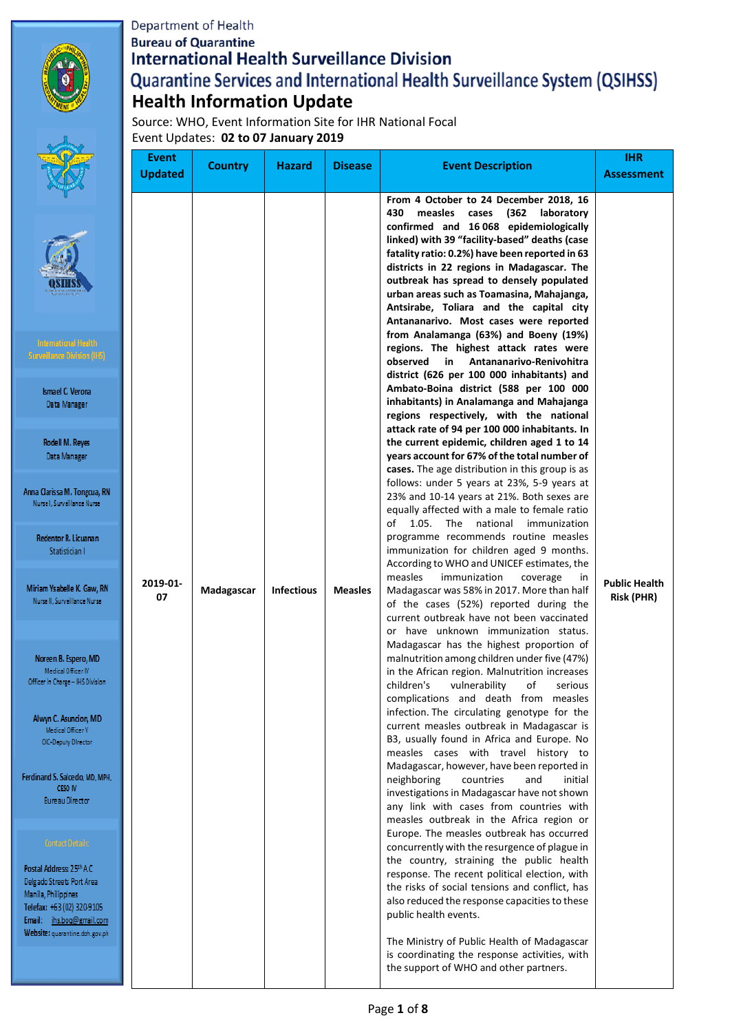Department of Health
Bureau of Quarantine
# International Health Surveillance Division
# Quarantine Services and International Health Surveillance System (QSIHSS)
## Health Information Update

Source: WHO, Event Information Site for IHR National Focal
Event Updates: **02 to 07 January 2019**

International Health Surveillance Division (IHS)

Ismael C. Verona
Data Manager

Rodell M. Reyes
Data Manager

Anna Clarissa M. Tongcua, RN
Nurse I, Surveillance Nurse

Redentor R. Licuanan
Statistician I

Miriam Ysabelle K. Gaw, RN
Nurse II, Surveillance Nurse

Noreen B. Espero, MD
Medical Officer IV
Officer in Charge – IHS Division

Alwyn C. Asuncion, MD
Medical Officer V
OIC-Deputy Director

Ferdinand S. Salcedo, MD, MPH, CESO IV
Bureau Director

Contact Details:

Postal Address: 25th A.C Delgado Streets Port Area Manila, Philippines
Telefax: +63 (02) 320-9105
Email: ihs.boq@gmail.com
Website: quarantine.doh.gov.ph

| Event Updated | Country | Hazard | Disease | Event Description | IHR Assessment |
|---|---|---|---|---|---|
| 2019-01-07 | Madagascar | Infectious | Measles | **From 4 October to 24 December 2018, 16 430 measles cases (362 laboratory confirmed and 16 068 epidemiologically linked) with 39 "facility-based" deaths (case fatality ratio: 0.2%) have been reported in 63 districts in 22 regions in Madagascar. The outbreak has spread to densely populated urban areas such as Toamasina, Mahajanga, Antsirabe, Toliara and the capital city Antananarivo. Most cases were reported from Analamanga (63%) and Boeny (19%) regions. The highest attack rates were observed in Antananarivo-Renivohitra district (626 per 100 000 inhabitants) and Ambato-Boina district (588 per 100 000 inhabitants) in Analamanga and Mahajanga regions respectively, with the national attack rate of 94 per 100 000 inhabitants. In the current epidemic, children aged 1 to 14 years account for 67% of the total number of cases.** The age distribution in this group is as follows: under 5 years at 23%, 5-9 years at 23% and 10-14 years at 21%. Both sexes are equally affected with a male to female ratio of 1.05. The national immunization programme recommends routine measles immunization for children aged 9 months. According to WHO and UNICEF estimates, the measles immunization coverage in Madagascar was 58% in 2017. More than half of the cases (52%) reported during the current outbreak have not been vaccinated or have unknown immunization status. Madagascar has the highest proportion of malnutrition among children under five (47%) in the African region. Malnutrition increases children's vulnerability of serious complications and death from measles infection. The circulating genotype for the current measles outbreak in Madagascar is B3, usually found in Africa and Europe. No measles cases with travel history to Madagascar, however, have been reported in neighboring countries and initial investigations in Madagascar have not shown any link with cases from countries with measles outbreak in the Africa region or Europe. The measles outbreak has occurred concurrently with the resurgence of plague in the country, straining the public health response. The recent political election, with the risks of social tensions and conflict, has also reduced the response capacities to these public health events.<br><br>The Ministry of Public Health of Madagascar is coordinating the response activities, with the support of WHO and other partners. | Public Health Risk (PHR) |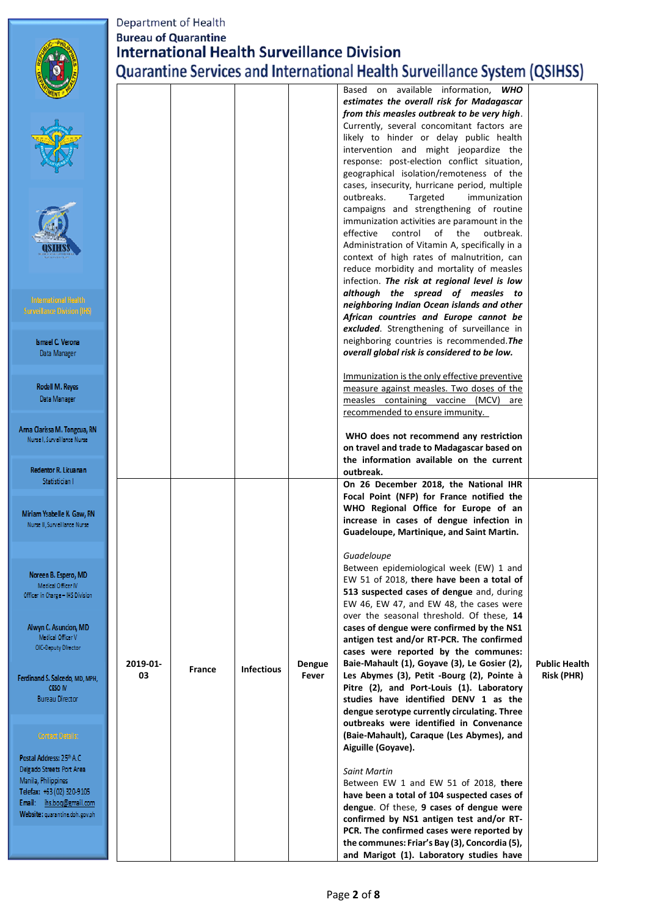Department of Health
**Bureau of Quarantine**
**International Health Surveillance Division**
**Quarantine Services and International Health Surveillance System (QSIHSS)**

International Health Surveillance Division (IHS)

Ismael C. Verona
Data Manager

Rodell M. Reyes
Data Manager

Anna Clarissa M. Tongcua, RN
Nurse I, Surveillance Nurse

Redentor R. Licuanan
Statistician I

Miriam Ysabelle K. Gaw, RN
Nurse II, Surveillance Nurse

Noreen B. Espero, MD
Medical Officer IV
Officer in Charge – IHS Division

Alwyn C. Asuncion, MD
Medical Officer V
OIC-Deputy Director

Ferdinand S. Salcedo, MD, MPH, CESO IV
Bureau Director

Contact Details:

Postal Address: 25th A.C Delgado Streets Port Area Manila, Philippines
Telefax: +63 (02) 320-9105
Email: ihs.boq@gmail.com
Website: quarantine.doh.gov.ph

| | | | | | |
|---|---|---|---|---|---|
| | | | | Based on available information, ***WHO estimates the overall risk for Madagascar from this measles outbreak to be very high***. Currently, several concomitant factors are likely to hinder or delay public health intervention and might jeopardize the response: post-election conflict situation, geographical isolation/remoteness of the cases, insecurity, hurricane period, multiple outbreaks. Targeted immunization campaigns and strengthening of routine immunization activities are paramount in the effective control of the outbreak. Administration of Vitamin A, specifically in a context of high rates of malnutrition, can reduce morbidity and mortality of measles infection. ***The risk at regional level is low although the spread of measles to neighboring Indian Ocean islands and other African countries and Europe cannot be excluded***. Strengthening of surveillance in neighboring countries is recommended. ***The overall global risk is considered to be low.***<br><br>Immunization is the only effective preventive measure against measles. Two doses of the measles containing vaccine (MCV) are recommended to ensure immunity.<br><br>**WHO does not recommend any restriction on travel and trade to Madagascar based on the information available on the current outbreak.** | |
| **2019-01-03** | **France** | **Infectious** | **Dengue Fever** | **On 26 December 2018, the National IHR Focal Point (NFP) for France notified the WHO Regional Office for Europe of an increase in cases of dengue infection in Guadeloupe, Martinique, and Saint Martin.**<br><br>*Guadeloupe*<br>Between epidemiological week (EW) 1 and EW 51 of 2018, **there have been a total of 513 suspected cases of dengue** and, during EW 46, EW 47, and EW 48, the cases were over the seasonal threshold. Of these, **14 cases of dengue were confirmed by the NS1 antigen test and/or RT-PCR. The confirmed cases were reported by the communes: Baie-Mahault (1), Goyave (3), Le Gosier (2), Les Abymes (3), Petit -Bourg (2), Pointe à Pitre (2), and Port-Louis (1). Laboratory studies have identified DENV 1 as the dengue serotype currently circulating. Three outbreaks were identified in Convenance (Baie-Mahault), Caraque (Les Abymes), and Aiguille (Goyave).**<br><br>*Saint Martin*<br>Between EW 1 and EW 51 of 2018, **there have been a total of 104 suspected cases of dengue**. Of these, **9 cases of dengue were confirmed by NS1 antigen test and/or RT-PCR. The confirmed cases were reported by the communes: Friar's Bay (3), Concordia (5), and Marigot (1). Laboratory studies have** | **Public Health Risk (PHR)** |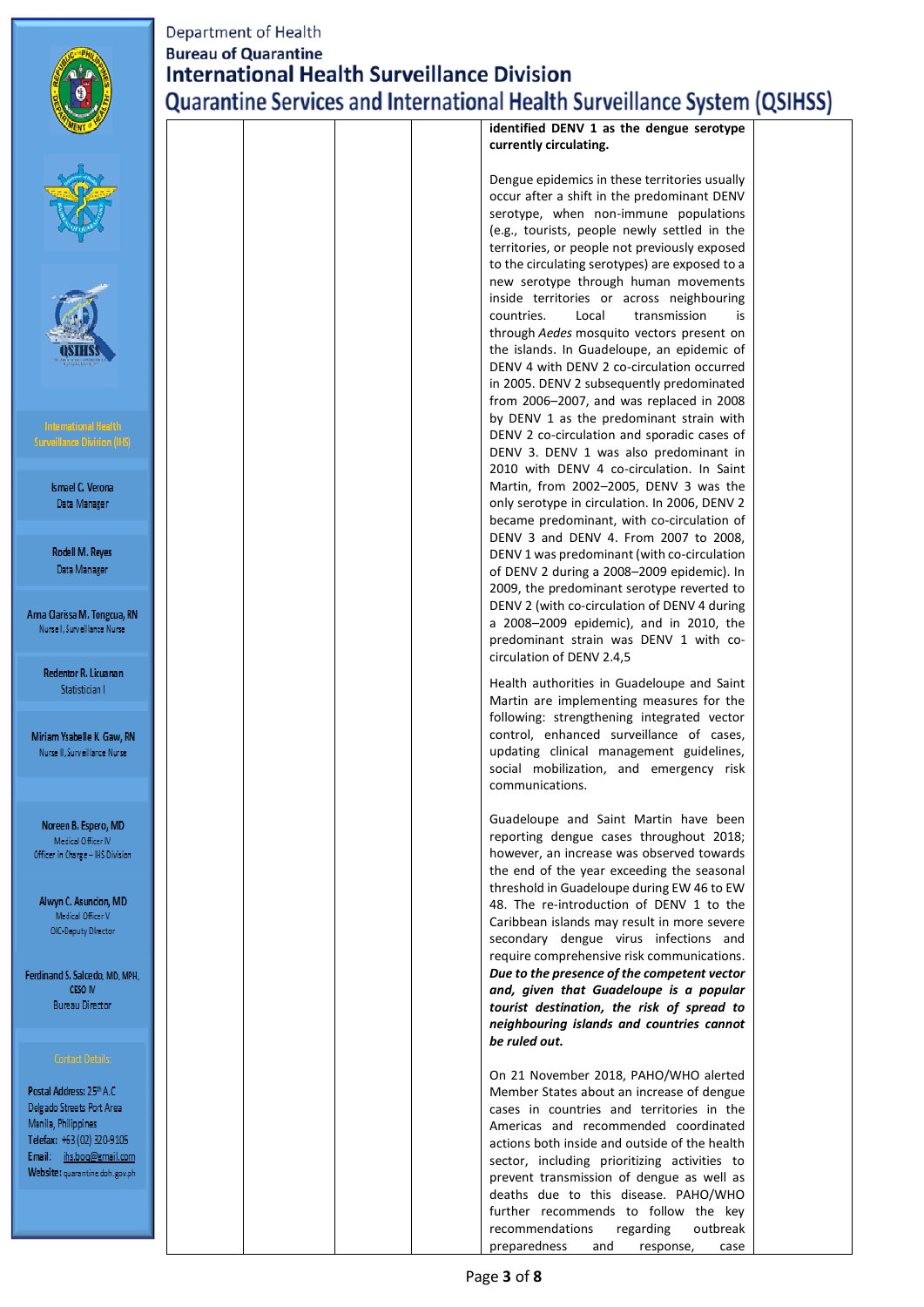| | | | | | |
|---|---|---|---|---|---|
| | | | | **identified DENV 1 as the dengue serotype currently circulating.**<br><br>Dengue epidemics in these territories usually occur after a shift in the predominant DENV serotype, when non-immune populations (e.g., tourists, people newly settled in the territories, or people not previously exposed to the circulating serotypes) are exposed to a new serotype through human movements inside territories or across neighbouring countries. Local transmission is through *Aedes* mosquito vectors present on the islands. In Guadeloupe, an epidemic of DENV 4 with DENV 2 co-circulation occurred in 2005. DENV 2 subsequently predominated from 2006–2007, and was replaced in 2008 by DENV 1 as the predominant strain with DENV 2 co-circulation and sporadic cases of DENV 3. DENV 1 was also predominant in 2010 with DENV 4 co-circulation. In Saint Martin, from 2002–2005, DENV 3 was the only serotype in circulation. In 2006, DENV 2 became predominant, with co-circulation of DENV 3 and DENV 4. From 2007 to 2008, DENV 1 was predominant (with co-circulation of DENV 2 during a 2008–2009 epidemic). In 2009, the predominant serotype reverted to DENV 2 (with co-circulation of DENV 4 during a 2008–2009 epidemic), and in 2010, the predominant strain was DENV 1 with co-circulation of DENV 2.4,5<br><br>Health authorities in Guadeloupe and Saint Martin are implementing measures for the following: strengthening integrated vector control, enhanced surveillance of cases, updating clinical management guidelines, social mobilization, and emergency risk communications.<br><br>Guadeloupe and Saint Martin have been reporting dengue cases throughout 2018; however, an increase was observed towards the end of the year exceeding the seasonal threshold in Guadeloupe during EW 46 to EW 48. The re-introduction of DENV 1 to the Caribbean islands may result in more severe secondary dengue virus infections and require comprehensive risk communications. ***Due to the presence of the competent vector and, given that Guadeloupe is a popular tourist destination, the risk of spread to neighbouring islands and countries cannot be ruled out.***<br><br>On 21 November 2018, PAHO/WHO alerted Member States about an increase of dengue cases in countries and territories in the Americas and recommended coordinated actions both inside and outside of the health sector, including prioritizing activities to prevent transmission of dengue as well as deaths due to this disease. PAHO/WHO further recommends to follow the key recommendations regarding outbreak preparedness and response, case | |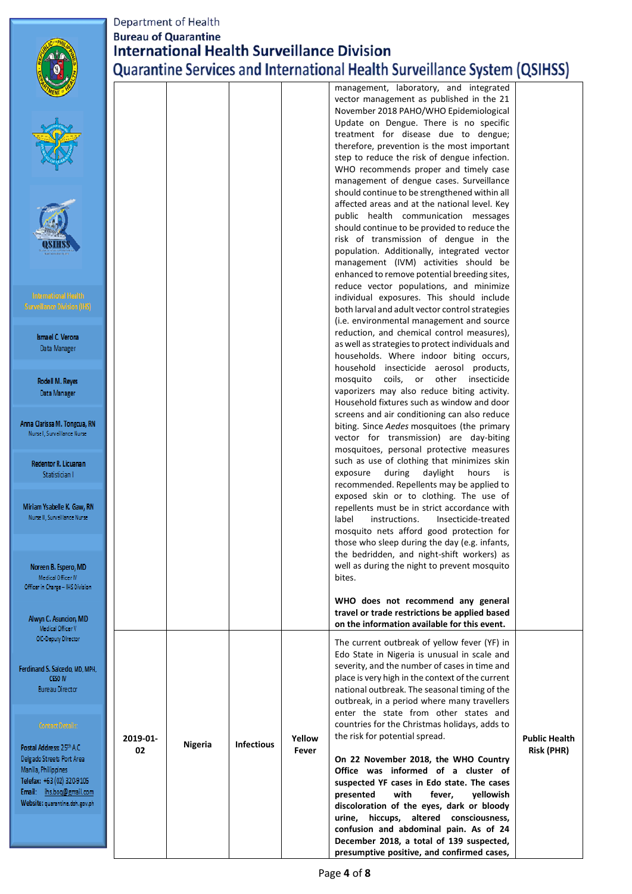Department of Health
Bureau of Quarantine
International Health Surveillance Division
Quarantine Services and International Health Surveillance System (QSIHSS)

International Health Surveillance Division (IHS)

Ismael C. Verona
Data Manager

Rodell M. Reyes
Data Manager

Anna Clarissa M. Tongcua, RN
Nurse I, Surveillance Nurse

Redentor R. Licuanan
Statistician I

Miriam Ysabelle K. Gaw, RN
Nurse II, Surveillance Nurse

Noreen B. Espero, MD
Medical Officer IV
Officer in Charge – IHS Division

Alwyn C. Asuncion, MD
Medical Officer V
OIC-Deputy Director

Ferdinand S. Salcedo, MD, MPH, CESO IV
Bureau Director

Contact Details:

Postal Address: 25th A.C. Delgado Street, Port Area Manila, Philippines
Telefax: +63 (02) 3209105
Email: ihs.boq@gmail.com
Website: quarantine.doh.gov.ph

| | | | | | |
|---|---|---|---|---|---|
| | | | | management, laboratory, and integrated vector management as published in the 21 November 2018 PAHO/WHO Epidemiological Update on Dengue. There is no specific treatment for disease due to dengue; therefore, prevention is the most important step to reduce the risk of dengue infection. WHO recommends proper and timely case management of dengue cases. Surveillance should continue to be strengthened within all affected areas and at the national level. Key public health communication messages should continue to be provided to reduce the risk of transmission of dengue in the population. Additionally, integrated vector management (IVM) activities should be enhanced to remove potential breeding sites, reduce vector populations, and minimize individual exposures. This should include both larval and adult vector control strategies (i.e. environmental management and source reduction, and chemical control measures), as well as strategies to protect individuals and households. Where indoor biting occurs, household insecticide aerosol products, mosquito coils, or other insecticide vaporizers may also reduce biting activity. Household fixtures such as window and door screens and air conditioning can also reduce biting. Since *Aedes* mosquitoes (the primary vector for transmission) are day-biting mosquitoes, personal protective measures such as use of clothing that minimizes skin exposure during daylight hours is recommended. Repellents may be applied to exposed skin or to clothing. The use of repellents must be in strict accordance with label instructions. Insecticide-treated mosquito nets afford good protection for those who sleep during the day (e.g. infants, the bedridden, and night-shift workers) as well as during the night to prevent mosquito bites.<br><br>**WHO does not recommend any general travel or trade restrictions be applied based on the information available for this event.** | |
| **2019-01-02** | **Nigeria** | **Infectious** | **Yellow Fever** | The current outbreak of yellow fever (YF) in Edo State in Nigeria is unusual in scale and severity, and the number of cases in time and place is very high in the context of the current national outbreak. The seasonal timing of the outbreak, in a period where many travellers enter the state from other states and countries for the Christmas holidays, adds to the risk for potential spread.<br><br>**On 22 November 2018, the WHO Country Office was informed of a cluster of suspected YF cases in Edo state. The cases presented with fever, yellowish discoloration of the eyes, dark or bloody urine, hiccups, altered consciousness, confusion and abdominal pain. As of 24 December 2018, a total of 139 suspected, presumptive positive, and confirmed cases,** | **Public Health Risk (PHR)** |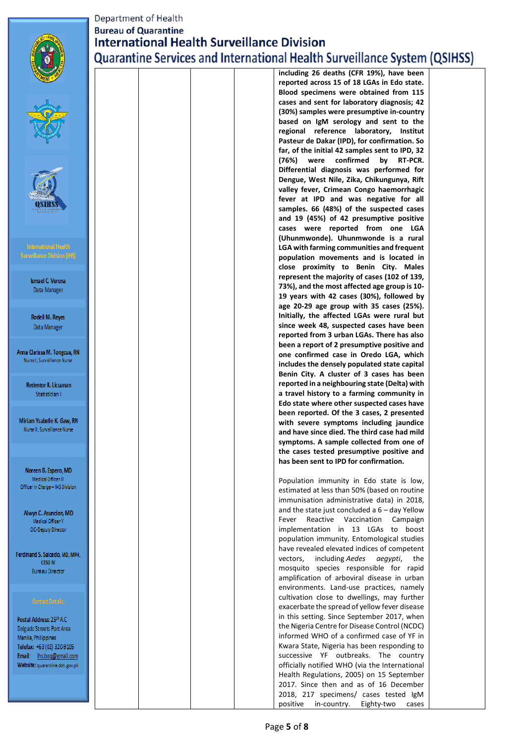| | | | | | |
|---|---|---|---|---|---|
| | | | | **including 26 deaths (CFR 19%), have been reported across 15 of 18 LGAs in Edo state. Blood specimens were obtained from 115 cases and sent for laboratory diagnosis; 42 (30%) samples were presumptive in-country based on IgM serology and sent to the regional reference laboratory, Institut Pasteur de Dakar (IPD), for confirmation. So far, of the initial 42 samples sent to IPD, 32 (76%) were confirmed by RT-PCR. Differential diagnosis was performed for Dengue, West Nile, Zika, Chikungunya, Rift valley fever, Crimean Congo haemorrhagic fever at IPD and was negative for all samples. 66 (48%) of the suspected cases and 19 (45%) of 42 presumptive positive cases were reported from one LGA (Uhunmwonde). Uhunmwonde is a rural LGA with farming communities and frequent population movements and is located in close proximity to Benin City. Males represent the majority of cases (102 of 139, 73%), and the most affected age group is 10-19 years with 42 cases (30%), followed by age 20-29 age group with 35 cases (25%). Initially, the affected LGAs were rural but since week 48, suspected cases have been reported from 3 urban LGAs. There has also been a report of 2 presumptive positive and one confirmed case in Oredo LGA, which includes the densely populated state capital Benin City. A cluster of 3 cases has been reported in a neighbouring state (Delta) with a travel history to a farming community in Edo state where other suspected cases have been reported. Of the 3 cases, 2 presented with severe symptoms including jaundice and have since died. The third case had mild symptoms. A sample collected from one of the cases tested presumptive positive and has been sent to IPD for confirmation.**<br><br>Population immunity in Edo state is low, estimated at less than 50% (based on routine immunisation administrative data) in 2018, and the state just concluded a 6 – day Yellow Fever Reactive Vaccination Campaign implementation in 13 LGAs to boost population immunity. Entomological studies have revealed elevated indices of competent vectors, including *Aedes aegypti*, the mosquito species responsible for rapid amplification of arboviral disease in urban environments. Land-use practices, namely cultivation close to dwellings, may further exacerbate the spread of yellow fever disease in this setting. Since September 2017, when the Nigeria Centre for Disease Control (NCDC) informed WHO of a confirmed case of YF in Kwara State, Nigeria has been responding to successive YF outbreaks. The country officially notified WHO (via the International Health Regulations, 2005) on 15 September 2017. Since then and as of 16 December 2018, 217 specimens/ cases tested IgM positive in-country. Eighty-two cases | |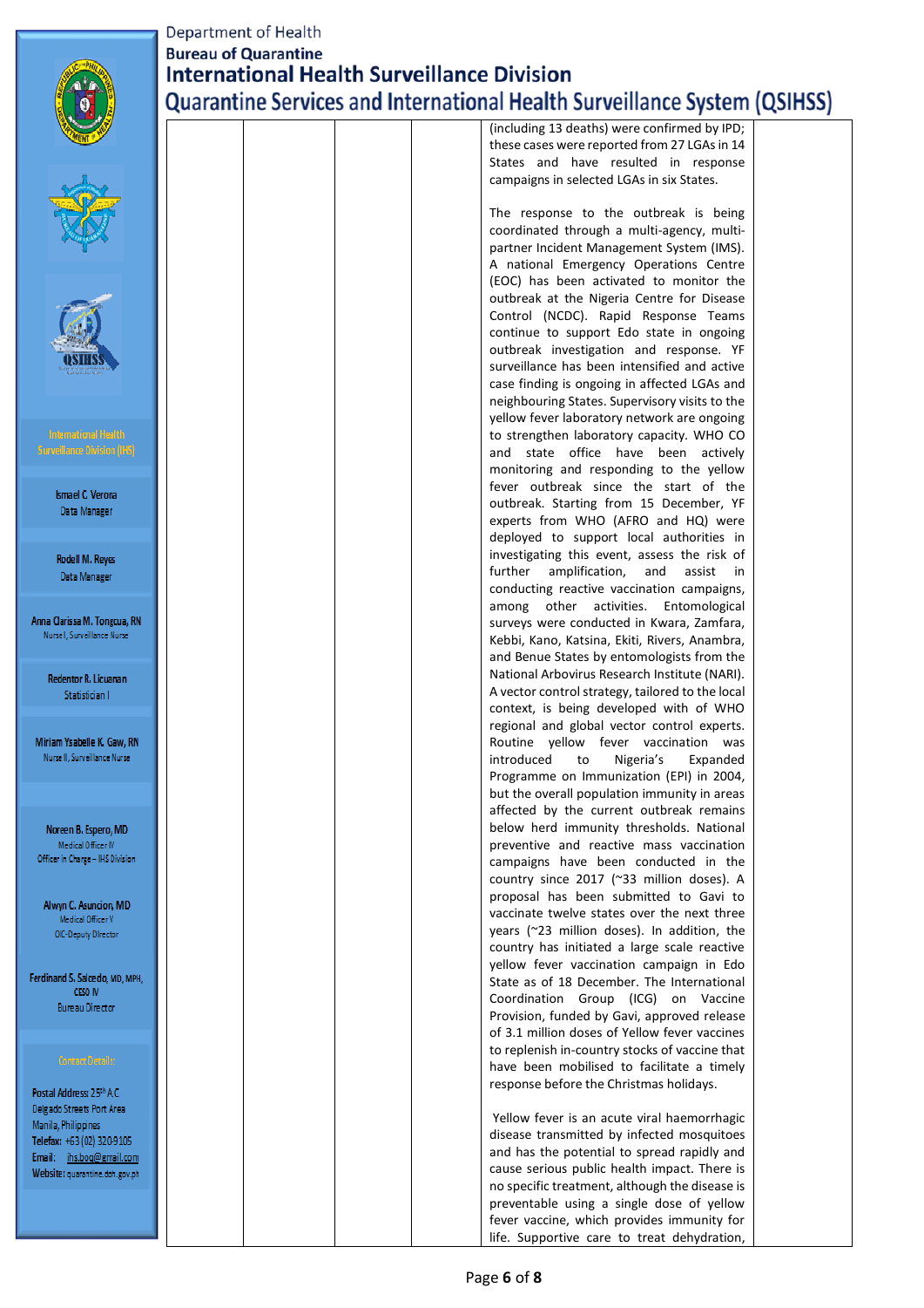| | | | | | |
|---|---|---|---|---|---|
| | | | | (including 13 deaths) were confirmed by IPD; these cases were reported from 27 LGAs in 14 States and have resulted in response campaigns in selected LGAs in six States.<br><br>The response to the outbreak is being coordinated through a multi-agency, multi-partner Incident Management System (IMS). A national Emergency Operations Centre (EOC) has been activated to monitor the outbreak at the Nigeria Centre for Disease Control (NCDC). Rapid Response Teams continue to support Edo state in ongoing outbreak investigation and response. YF surveillance has been intensified and active case finding is ongoing in affected LGAs and neighbouring States. Supervisory visits to the yellow fever laboratory network are ongoing to strengthen laboratory capacity. WHO CO and state office have been actively monitoring and responding to the yellow fever outbreak since the start of the outbreak. Starting from 15 December, YF experts from WHO (AFRO and HQ) were deployed to support local authorities in investigating this event, assess the risk of further amplification, and assist in conducting reactive vaccination campaigns, among other activities. Entomological surveys were conducted in Kwara, Zamfara, Kebbi, Kano, Katsina, Ekiti, Rivers, Anambra, and Benue States by entomologists from the National Arbovirus Research Institute (NARI). A vector control strategy, tailored to the local context, is being developed with of WHO regional and global vector control experts. Routine yellow fever vaccination was introduced to Nigeria's Expanded Programme on Immunization (EPI) in 2004, but the overall population immunity in areas affected by the current outbreak remains below herd immunity thresholds. National preventive and reactive mass vaccination campaigns have been conducted in the country since 2017 (~33 million doses). A proposal has been submitted to Gavi to vaccinate twelve states over the next three years (~23 million doses). In addition, the country has initiated a large scale reactive yellow fever vaccination campaign in Edo State as of 18 December. The International Coordination Group (ICG) on Vaccine Provision, funded by Gavi, approved release of 3.1 million doses of Yellow fever vaccines to replenish in-country stocks of vaccine that have been mobilised to facilitate a timely response before the Christmas holidays.<br><br>Yellow fever is an acute viral haemorrhagic disease transmitted by infected mosquitoes and has the potential to spread rapidly and cause serious public health impact. There is no specific treatment, although the disease is preventable using a single dose of yellow fever vaccine, which provides immunity for life. Supportive care to treat dehydration, | |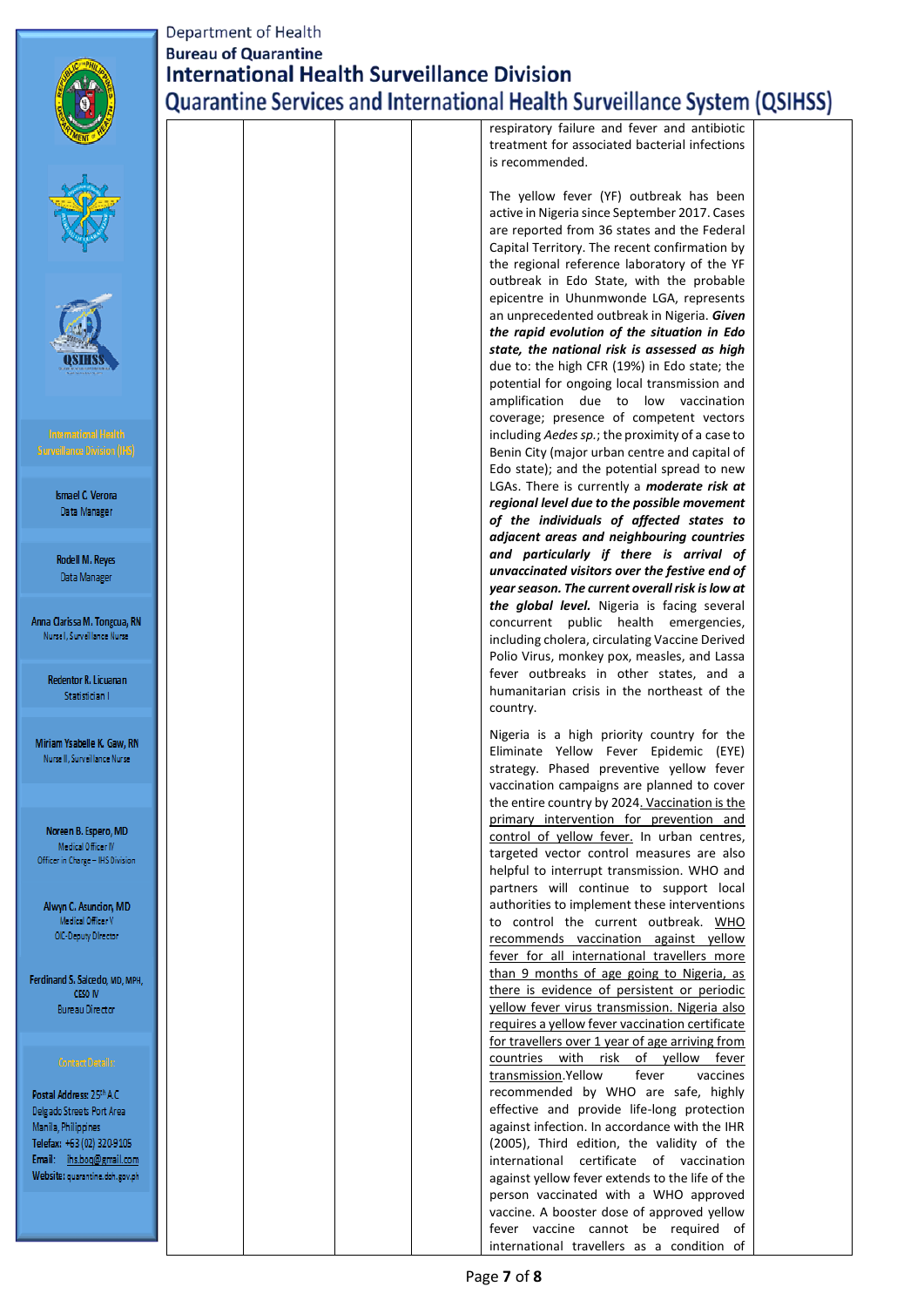| | | | | | |
|---|---|---|---|---|---|
| | | | | respiratory failure and fever and antibiotic treatment for associated bacterial infections is recommended.<br><br>The yellow fever (YF) outbreak has been active in Nigeria since September 2017. Cases are reported from 36 states and the Federal Capital Territory. The recent confirmation by the regional reference laboratory of the YF outbreak in Edo State, with the probable epicentre in Uhunmwonde LGA, represents an unprecedented outbreak in Nigeria. ***Given the rapid evolution of the situation in Edo state, the national risk is assessed as high*** due to: the high CFR (19%) in Edo state; the potential for ongoing local transmission and amplification due to low vaccination coverage; presence of competent vectors including *Aedes sp.*; the proximity of a case to Benin City (major urban centre and capital of Edo state); and the potential spread to new LGAs. There is currently a ***moderate risk at regional level due to the possible movement of the individuals of affected states to adjacent areas and neighbouring countries and particularly if there is arrival of unvaccinated visitors over the festive end of year season. The current overall risk is low at the global level.*** Nigeria is facing several concurrent public health emergencies, including cholera, circulating Vaccine Derived Polio Virus, monkey pox, measles, and Lassa fever outbreaks in other states, and a humanitarian crisis in the northeast of the country.<br><br>Nigeria is a high priority country for the Eliminate Yellow Fever Epidemic (EYE) strategy. Phased preventive yellow fever vaccination campaigns are planned to cover the entire country by 2024. <u>Vaccination is the primary intervention for prevention and control of yellow fever.</u> In urban centres, targeted vector control measures are also helpful to interrupt transmission. WHO and partners will continue to support local authorities to implement these interventions to control the current outbreak. <u>WHO recommends vaccination against yellow fever for all international travellers more than 9 months of age going to Nigeria, as there is evidence of persistent or periodic yellow fever virus transmission. Nigeria also requires a yellow fever vaccination certificate for travellers over 1 year of age arriving from countries with risk of yellow fever transmission.</u> Yellow fever vaccines recommended by WHO are safe, highly effective and provide life-long protection against infection. In accordance with the IHR (2005), Third edition, the validity of the international certificate of vaccination against yellow fever extends to the life of the person vaccinated with a WHO approved vaccine. A booster dose of approved yellow fever vaccine cannot be required of international travellers as a condition of | |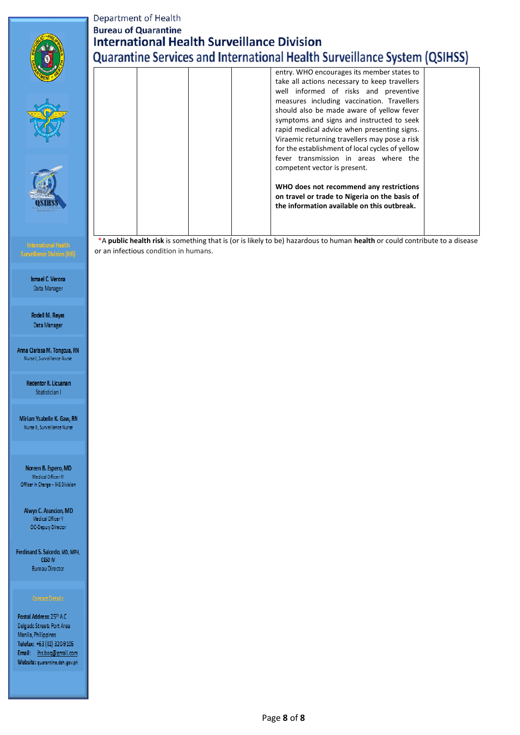| | | | | | |
|---|---|---|---|---|---|
| | | | | entry. WHO encourages its member states to take all actions necessary to keep travellers well informed of risks and preventive measures including vaccination. Travellers should also be made aware of yellow fever symptoms and signs and instructed to seek rapid medical advice when presenting signs. Viraemic returning travellers may pose a risk for the establishment of local cycles of yellow fever transmission in areas where the competent vector is present.<br><br>**WHO does not recommend any restrictions on travel or trade to Nigeria on the basis of the information available on this outbreak.** | |

*A **public health risk** is something that is (or is likely to be) hazardous to human **health** or could contribute to a disease or an infectious condition in humans.

International Health Surveillance Division (IHS)

Ismael C. Verona
Data Manager

Rodell M. Reyes
Data Manager

Anna Clarissa M. Tongcua, RN
Nurse I, Surveillance Nurse

Redentor R. Licuanan
Statistician I

Miriam Ysabelle K. Gaw, RN
Nurse II, Surveillance Nurse

Noreen B. Espero, MD
Medical Officer IV
Officer in Charge – IHS Division

Alwyn C. Asuncion, MD
Medical Officer V
OIC-Deputy Director

Ferdinand S. Salcedo, MD, MPH, CESO IV
Bureau Director

Contact Details:

Postal Address 25th A.C Delgado Streets Port Area Manila, Philippines
Telefax: +63 (02) 3209105
Email: ihs.boq@gmail.com
Website: quarantine.doh.gov.ph